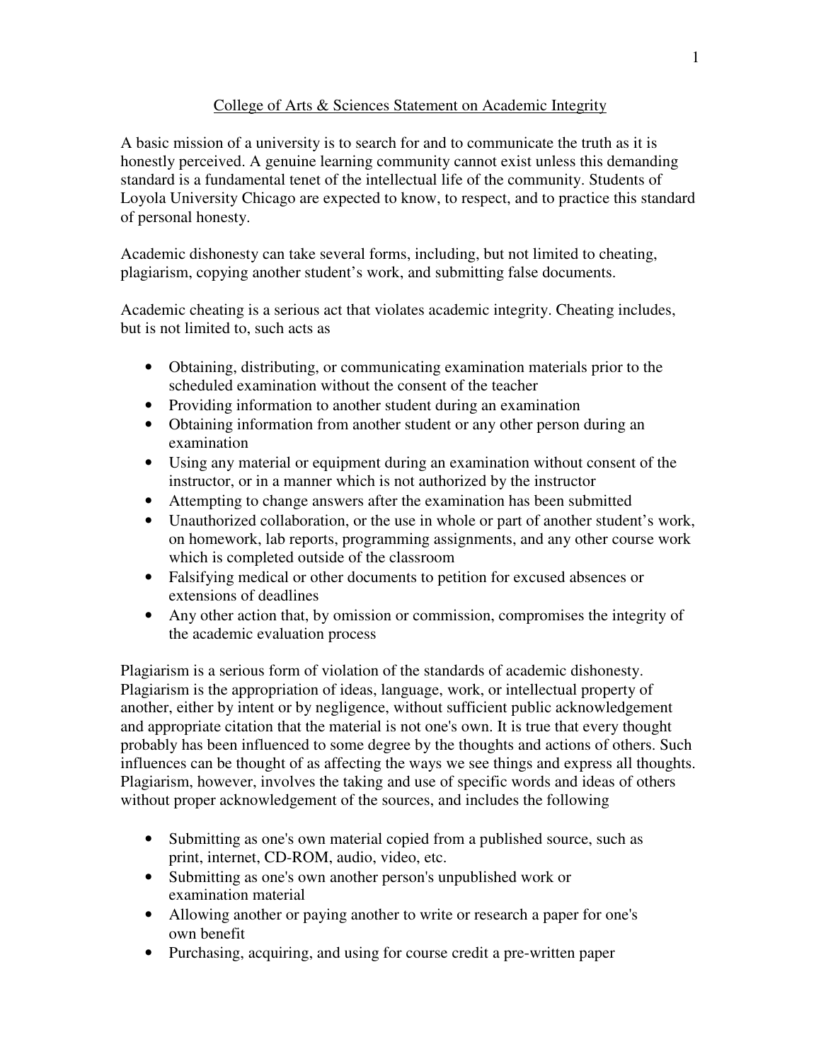# College of Arts & Sciences Statement on Academic Integrity

A basic mission of a university is to search for and to communicate the truth as it is honestly perceived. A genuine learning community cannot exist unless this demanding standard is a fundamental tenet of the intellectual life of the community. Students of Loyola University Chicago are expected to know, to respect, and to practice this standard of personal honesty.

Academic dishonesty can take several forms, including, but not limited to cheating, plagiarism, copying another student's work, and submitting false documents.

Academic cheating is a serious act that violates academic integrity. Cheating includes, but is not limited to, such acts as

- Obtaining, distributing, or communicating examination materials prior to the scheduled examination without the consent of the teacher
- Providing information to another student during an examination
- Obtaining information from another student or any other person during an examination
- Using any material or equipment during an examination without consent of the instructor, or in a manner which is not authorized by the instructor
- Attempting to change answers after the examination has been submitted
- Unauthorized collaboration, or the use in whole or part of another student's work, on homework, lab reports, programming assignments, and any other course work which is completed outside of the classroom
- Falsifying medical or other documents to petition for excused absences or extensions of deadlines
- Any other action that, by omission or commission, compromises the integrity of the academic evaluation process

Plagiarism is a serious form of violation of the standards of academic dishonesty. Plagiarism is the appropriation of ideas, language, work, or intellectual property of another, either by intent or by negligence, without sufficient public acknowledgement and appropriate citation that the material is not one's own. It is true that every thought probably has been influenced to some degree by the thoughts and actions of others. Such influences can be thought of as affecting the ways we see things and express all thoughts. Plagiarism, however, involves the taking and use of specific words and ideas of others without proper acknowledgement of the sources, and includes the following

- Submitting as one's own material copied from a published source, such as print, internet, CD-ROM, audio, video, etc.
- Submitting as one's own another person's unpublished work or examination material
- Allowing another or paying another to write or research a paper for one's own benefit
- Purchasing, acquiring, and using for course credit a pre-written paper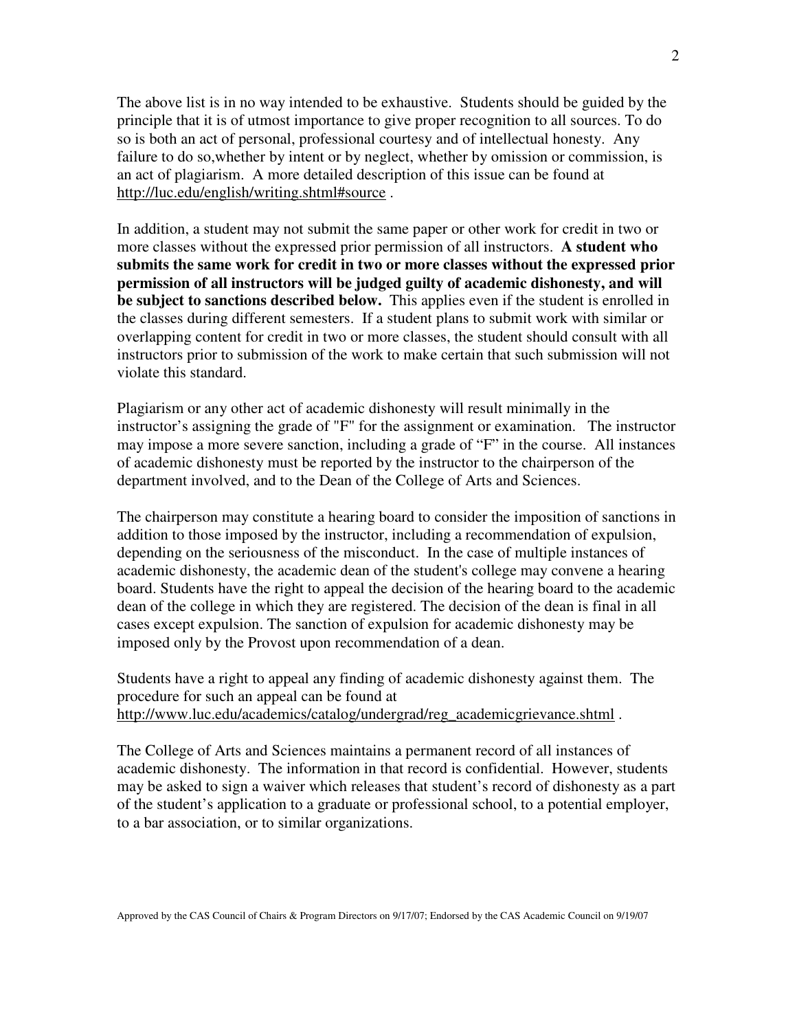The above list is in no way intended to be exhaustive. Students should be guided by the principle that it is of utmost importance to give proper recognition to all sources. To do so is both an act of personal, professional courtesy and of intellectual honesty. Any failure to do so,whether by intent or by neglect, whether by omission or commission, is an act of plagiarism. A more detailed description of this issue can be found at http://luc.edu/english/writing.shtml#source .

In addition, a student may not submit the same paper or other work for credit in two or more classes without the expressed prior permission of all instructors. **A student who submits the same work for credit in two or more classes without the expressed prior permission of all instructors will be judged guilty of academic dishonesty, and will be subject to sanctions described below.** This applies even if the student is enrolled in the classes during different semesters. If a student plans to submit work with similar or overlapping content for credit in two or more classes, the student should consult with all instructors prior to submission of the work to make certain that such submission will not violate this standard.

Plagiarism or any other act of academic dishonesty will result minimally in the instructor's assigning the grade of "F" for the assignment or examination. The instructor may impose a more severe sanction, including a grade of "F" in the course. All instances of academic dishonesty must be reported by the instructor to the chairperson of the department involved, and to the Dean of the College of Arts and Sciences.

The chairperson may constitute a hearing board to consider the imposition of sanctions in addition to those imposed by the instructor, including a recommendation of expulsion, depending on the seriousness of the misconduct. In the case of multiple instances of academic dishonesty, the academic dean of the student's college may convene a hearing board. Students have the right to appeal the decision of the hearing board to the academic dean of the college in which they are registered. The decision of the dean is final in all cases except expulsion. The sanction of expulsion for academic dishonesty may be imposed only by the Provost upon recommendation of a dean.

Students have a right to appeal any finding of academic dishonesty against them. The procedure for such an appeal can be found at http://www.luc.edu/academics/catalog/undergrad/reg_academicgrievance.shtml .

The College of Arts and Sciences maintains a permanent record of all instances of academic dishonesty. The information in that record is confidential. However, students may be asked to sign a waiver which releases that student's record of dishonesty as a part of the student's application to a graduate or professional school, to a potential employer, to a bar association, or to similar organizations.

Approved by the CAS Council of Chairs & Program Directors on 9/17/07; Endorsed by the CAS Academic Council on 9/19/07